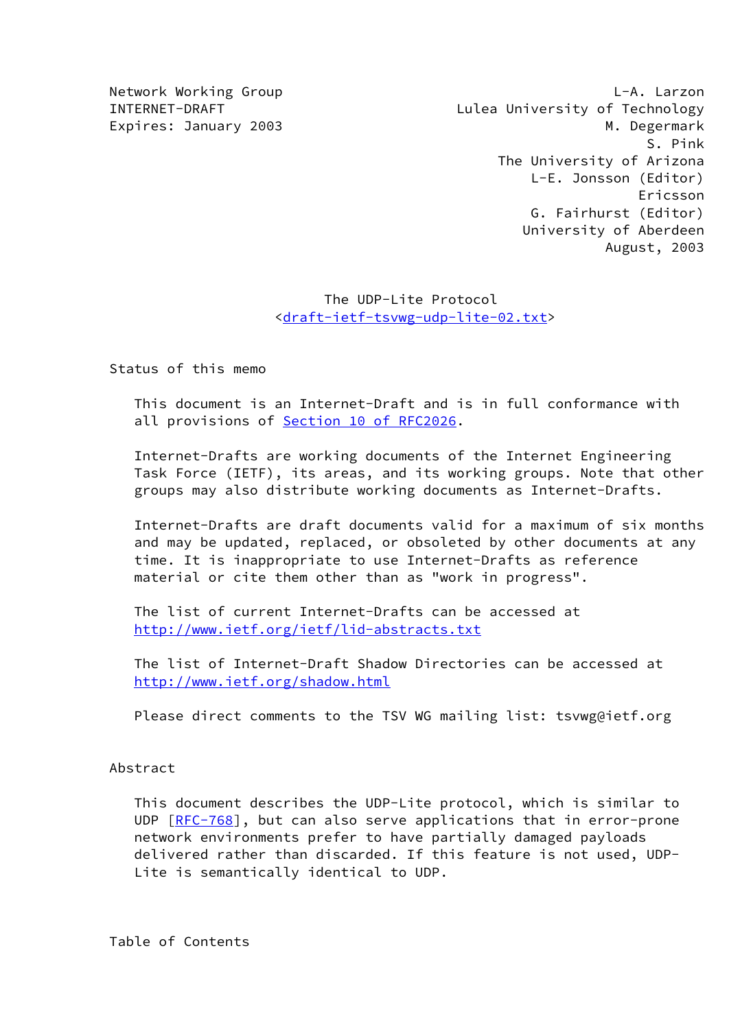Network Working Group                                        L-A. Larzon
INTERNET-DRAFT                                Lulea University of Technology
Expires: January 2003                                        M. Degermark
                                                                  S. Pink
                                                 The University of Arizona
                                                     L-E. Jonsson (Editor)
                                                                  Ericsson
                                                     G. Fairhurst (Editor)
                                                    University of Aberdeen
                                                              August, 2003

# The UDP-Lite Protocol

<draft-ietf-tsvwg-udp-lite-02.txt>

## Status of this memo

This document is an Internet-Draft and is in full conformance with all provisions of Section 10 of RFC2026.

Internet-Drafts are working documents of the Internet Engineering Task Force (IETF), its areas, and its working groups. Note that other groups may also distribute working documents as Internet-Drafts.

Internet-Drafts are draft documents valid for a maximum of six months and may be updated, replaced, or obsoleted by other documents at any time. It is inappropriate to use Internet-Drafts as reference material or cite them other than as "work in progress".

The list of current Internet-Drafts can be accessed at http://www.ietf.org/ietf/1id-abstracts.txt

The list of Internet-Draft Shadow Directories can be accessed at http://www.ietf.org/shadow.html

Please direct comments to the TSV WG mailing list: tsvwg@ietf.org

## Abstract

This document describes the UDP-Lite protocol, which is similar to UDP [RFC-768], but can also serve applications that in error-prone network environments prefer to have partially damaged payloads delivered rather than discarded. If this feature is not used, UDP-Lite is semantically identical to UDP.

## Table of Contents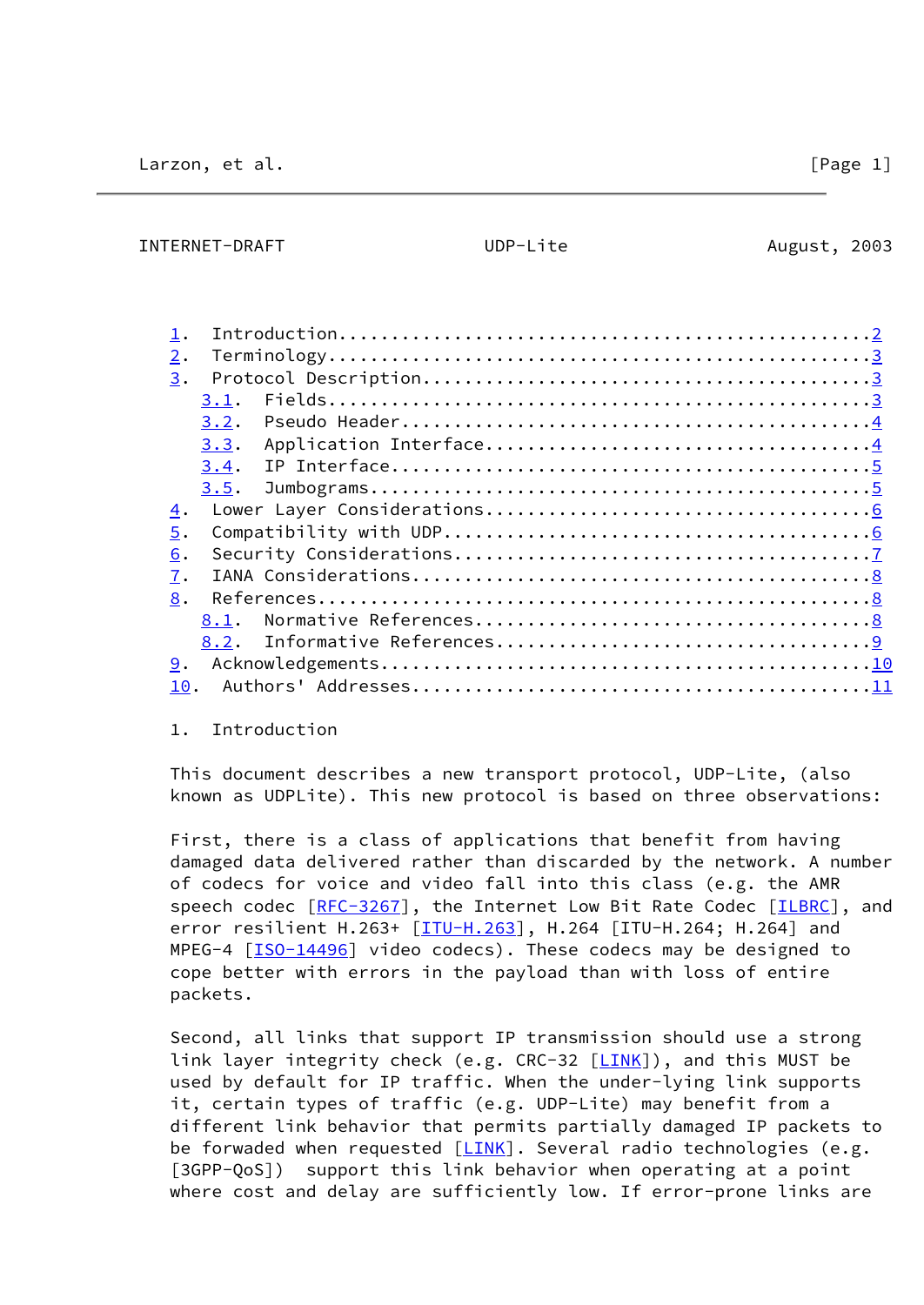1. Introduction....................................................2
2. Terminology.....................................................3
3. Protocol Description............................................3
   3.1. Fields.....................................................3
   3.2. Pseudo Header..............................................4
   3.3. Application Interface......................................4
   3.4. IP Interface...............................................5
   3.5. Jumbograms.................................................5
4. Lower Layer Considerations......................................6
5. Compatibility with UDP..........................................6
6. Security Considerations.........................................7
7. IANA Considerations.............................................8
8. References......................................................8
   8.1. Normative References.......................................8
   8.2. Informative References.....................................9
9. Acknowledgements...............................................10
10. Authors' Addresses............................................11

## 1. Introduction

This document describes a new transport protocol, UDP-Lite, (also known as UDPLite). This new protocol is based on three observations:

First, there is a class of applications that benefit from having damaged data delivered rather than discarded by the network. A number of codecs for voice and video fall into this class (e.g. the AMR speech codec [RFC-3267], the Internet Low Bit Rate Codec [ILBRC], and error resilient H.263+ [ITU-H.263], H.264 [ITU-H.264; H.264] and MPEG-4 [ISO-14496] video codecs). These codecs may be designed to cope better with errors in the payload than with loss of entire packets.

Second, all links that support IP transmission should use a strong link layer integrity check (e.g. CRC-32 [LINK]), and this MUST be used by default for IP traffic. When the under-lying link supports it, certain types of traffic (e.g. UDP-Lite) may benefit from a different link behavior that permits partially damaged IP packets to be forwaded when requested [LINK]. Several radio technologies (e.g. [3GPP-QoS]) support this link behavior when operating at a point where cost and delay are sufficiently low. If error-prone links are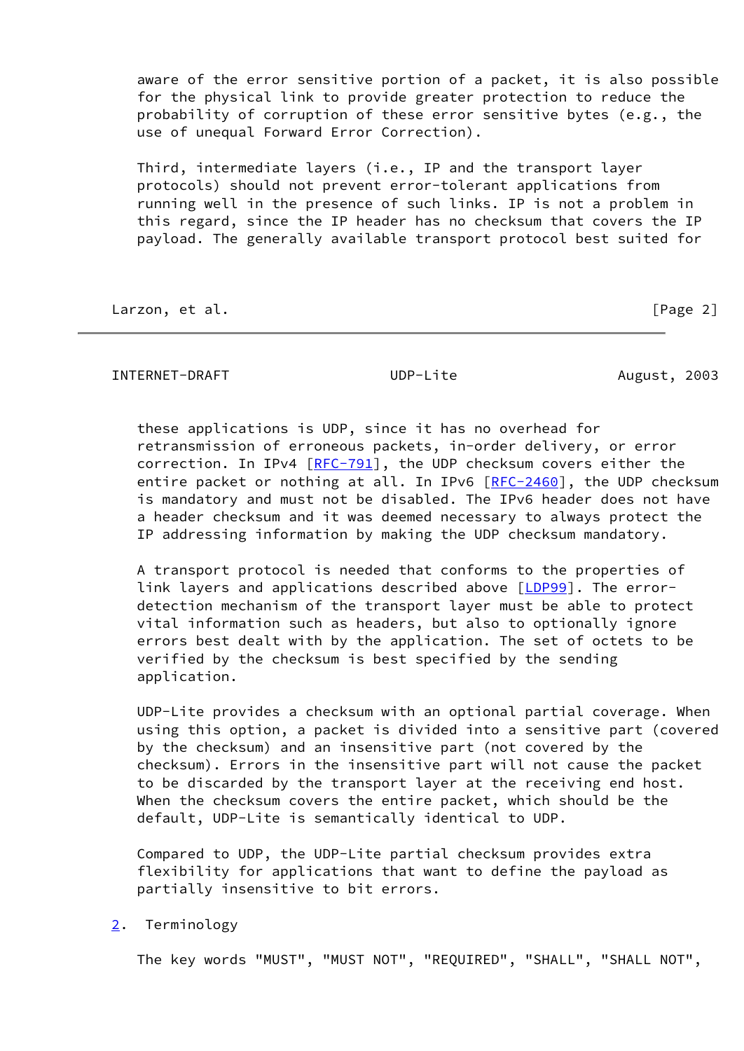aware of the error sensitive portion of a packet, it is also possible for the physical link to provide greater protection to reduce the probability of corruption of these error sensitive bytes (e.g., the use of unequal Forward Error Correction).

Third, intermediate layers (i.e., IP and the transport layer protocols) should not prevent error-tolerant applications from running well in the presence of such links. IP is not a problem in this regard, since the IP header has no checksum that covers the IP payload. The generally available transport protocol best suited for these applications is UDP, since it has no overhead for retransmission of erroneous packets, in-order delivery, or error correction. In IPv4 [RFC-791], the UDP checksum covers either the entire packet or nothing at all. In IPv6 [RFC-2460], the UDP checksum is mandatory and must not be disabled. The IPv6 header does not have a header checksum and it was deemed necessary to always protect the IP addressing information by making the UDP checksum mandatory.

A transport protocol is needed that conforms to the properties of link layers and applications described above [LDP99]. The error-detection mechanism of the transport layer must be able to protect vital information such as headers, but also to optionally ignore errors best dealt with by the application. The set of octets to be verified by the checksum is best specified by the sending application.

UDP-Lite provides a checksum with an optional partial coverage. When using this option, a packet is divided into a sensitive part (covered by the checksum) and an insensitive part (not covered by the checksum). Errors in the insensitive part will not cause the packet to be discarded by the transport layer at the receiving end host. When the checksum covers the entire packet, which should be the default, UDP-Lite is semantically identical to UDP.

Compared to UDP, the UDP-Lite partial checksum provides extra flexibility for applications that want to define the payload as partially insensitive to bit errors.

## 2. Terminology

The key words "MUST", "MUST NOT", "REQUIRED", "SHALL", "SHALL NOT",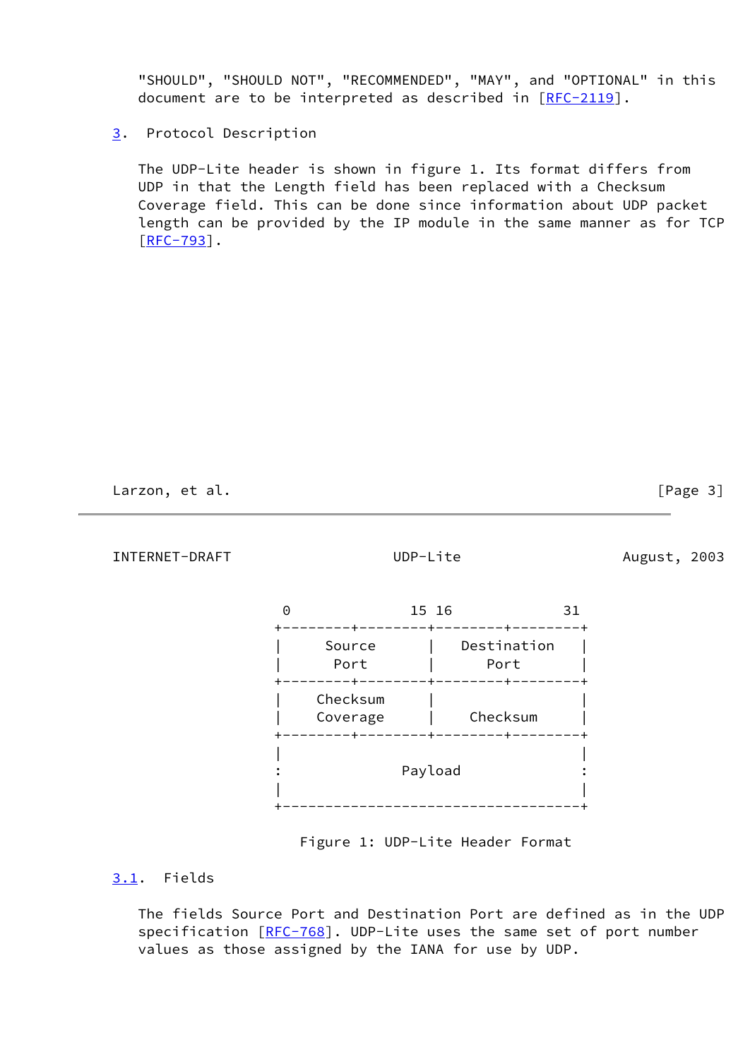"SHOULD", "SHOULD NOT", "RECOMMENDED", "MAY", and "OPTIONAL" in this document are to be interpreted as described in [RFC-2119].

## 3. Protocol Description

The UDP-Lite header is shown in figure 1. Its format differs from UDP in that the Length field has been replaced with a Checksum Coverage field. This can be done since information about UDP packet length can be provided by the IP module in the same manner as for TCP [RFC-793].

```
 0              15 16             31
+--------+--------+--------+--------+
|     Source      |   Destination   |
|      Port       |      Port       |
+--------+--------+--------+--------+
|    Checksum     |                 |
|    Coverage     |    Checksum     |
+--------+--------+--------+--------+
|                                   |
:              Payload              :
|                                   |
+-----------------------------------+
```

Figure 1: UDP-Lite Header Format

### 3.1. Fields

The fields Source Port and Destination Port are defined as in the UDP specification [RFC-768]. UDP-Lite uses the same set of port number values as those assigned by the IANA for use by UDP.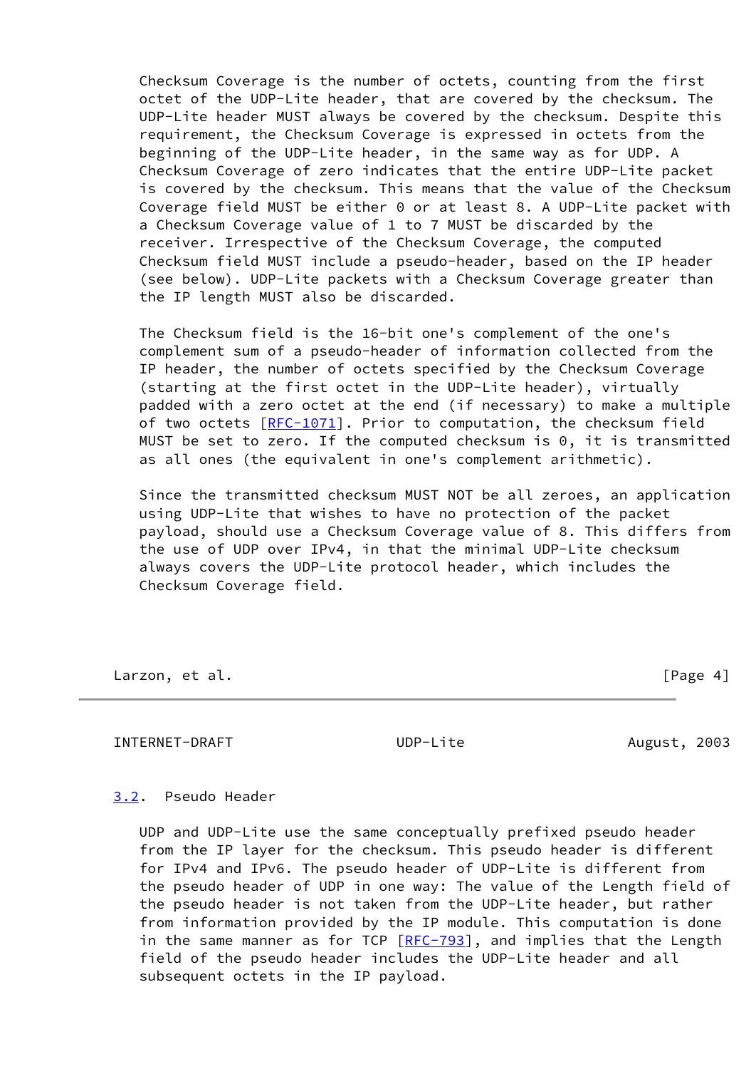Checksum Coverage is the number of octets, counting from the first octet of the UDP-Lite header, that are covered by the checksum. The UDP-Lite header MUST always be covered by the checksum. Despite this requirement, the Checksum Coverage is expressed in octets from the beginning of the UDP-Lite header, in the same way as for UDP. A Checksum Coverage of zero indicates that the entire UDP-Lite packet is covered by the checksum. This means that the value of the Checksum Coverage field MUST be either 0 or at least 8. A UDP-Lite packet with a Checksum Coverage value of 1 to 7 MUST be discarded by the receiver. Irrespective of the Checksum Coverage, the computed Checksum field MUST include a pseudo-header, based on the IP header (see below). UDP-Lite packets with a Checksum Coverage greater than the IP length MUST also be discarded.

The Checksum field is the 16-bit one's complement of the one's complement sum of a pseudo-header of information collected from the IP header, the number of octets specified by the Checksum Coverage (starting at the first octet in the UDP-Lite header), virtually padded with a zero octet at the end (if necessary) to make a multiple of two octets [RFC-1071]. Prior to computation, the checksum field MUST be set to zero. If the computed checksum is 0, it is transmitted as all ones (the equivalent in one's complement arithmetic).

Since the transmitted checksum MUST NOT be all zeroes, an application using UDP-Lite that wishes to have no protection of the packet payload, should use a Checksum Coverage value of 8. This differs from the use of UDP over IPv4, in that the minimal UDP-Lite checksum always covers the UDP-Lite protocol header, which includes the Checksum Coverage field.

### 3.2. Pseudo Header

UDP and UDP-Lite use the same conceptually prefixed pseudo header from the IP layer for the checksum. This pseudo header is different for IPv4 and IPv6. The pseudo header of UDP-Lite is different from the pseudo header of UDP in one way: The value of the Length field of the pseudo header is not taken from the UDP-Lite header, but rather from information provided by the IP module. This computation is done in the same manner as for TCP [RFC-793], and implies that the Length field of the pseudo header includes the UDP-Lite header and all subsequent octets in the IP payload.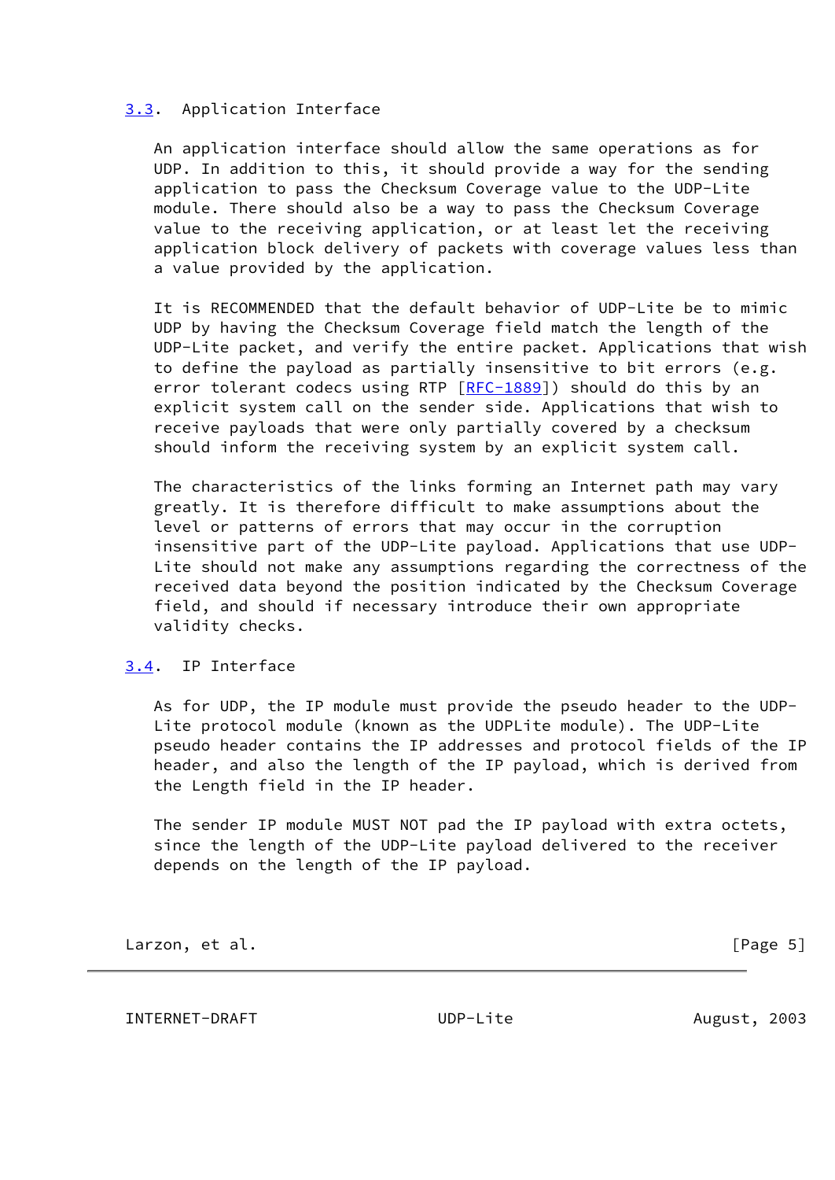### 3.3. Application Interface

An application interface should allow the same operations as for UDP. In addition to this, it should provide a way for the sending application to pass the Checksum Coverage value to the UDP-Lite module. There should also be a way to pass the Checksum Coverage value to the receiving application, or at least let the receiving application block delivery of packets with coverage values less than a value provided by the application.

It is RECOMMENDED that the default behavior of UDP-Lite be to mimic UDP by having the Checksum Coverage field match the length of the UDP-Lite packet, and verify the entire packet. Applications that wish to define the payload as partially insensitive to bit errors (e.g. error tolerant codecs using RTP [RFC-1889]) should do this by an explicit system call on the sender side. Applications that wish to receive payloads that were only partially covered by a checksum should inform the receiving system by an explicit system call.

The characteristics of the links forming an Internet path may vary greatly. It is therefore difficult to make assumptions about the level or patterns of errors that may occur in the corruption insensitive part of the UDP-Lite payload. Applications that use UDP-Lite should not make any assumptions regarding the correctness of the received data beyond the position indicated by the Checksum Coverage field, and should if necessary introduce their own appropriate validity checks.

### 3.4. IP Interface

As for UDP, the IP module must provide the pseudo header to the UDP-Lite protocol module (known as the UDPLite module). The UDP-Lite pseudo header contains the IP addresses and protocol fields of the IP header, and also the length of the IP payload, which is derived from the Length field in the IP header.

The sender IP module MUST NOT pad the IP payload with extra octets, since the length of the UDP-Lite payload delivered to the receiver depends on the length of the IP payload.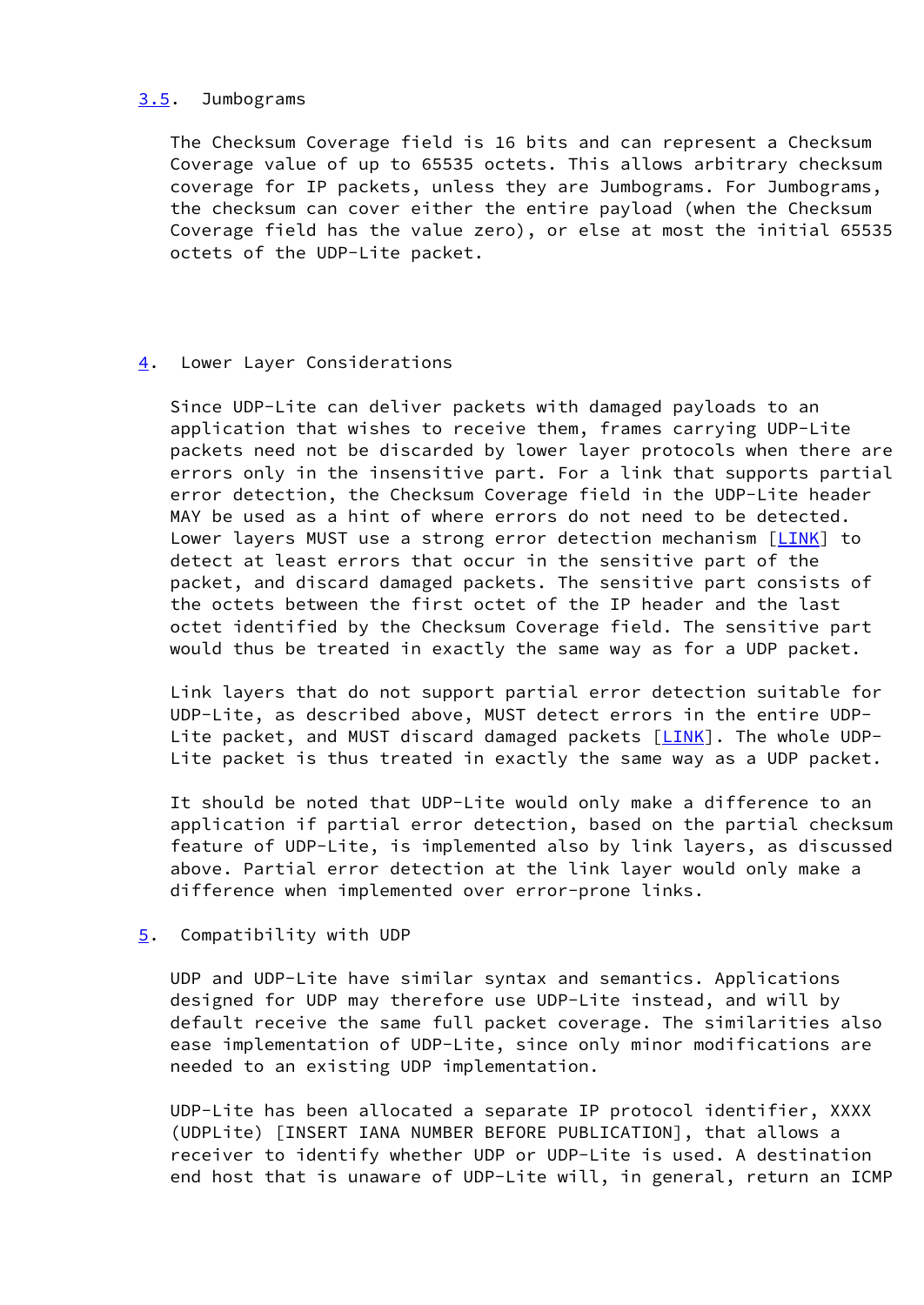### 3.5. Jumbograms

The Checksum Coverage field is 16 bits and can represent a Checksum Coverage value of up to 65535 octets. This allows arbitrary checksum coverage for IP packets, unless they are Jumbograms. For Jumbograms, the checksum can cover either the entire payload (when the Checksum Coverage field has the value zero), or else at most the initial 65535 octets of the UDP-Lite packet.

## 4. Lower Layer Considerations

Since UDP-Lite can deliver packets with damaged payloads to an application that wishes to receive them, frames carrying UDP-Lite packets need not be discarded by lower layer protocols when there are errors only in the insensitive part. For a link that supports partial error detection, the Checksum Coverage field in the UDP-Lite header MAY be used as a hint of where errors do not need to be detected. Lower layers MUST use a strong error detection mechanism [LINK] to detect at least errors that occur in the sensitive part of the packet, and discard damaged packets. The sensitive part consists of the octets between the first octet of the IP header and the last octet identified by the Checksum Coverage field. The sensitive part would thus be treated in exactly the same way as for a UDP packet.

Link layers that do not support partial error detection suitable for UDP-Lite, as described above, MUST detect errors in the entire UDP-Lite packet, and MUST discard damaged packets [LINK]. The whole UDP-Lite packet is thus treated in exactly the same way as a UDP packet.

It should be noted that UDP-Lite would only make a difference to an application if partial error detection, based on the partial checksum feature of UDP-Lite, is implemented also by link layers, as discussed above. Partial error detection at the link layer would only make a difference when implemented over error-prone links.

## 5. Compatibility with UDP

UDP and UDP-Lite have similar syntax and semantics. Applications designed for UDP may therefore use UDP-Lite instead, and will by default receive the same full packet coverage. The similarities also ease implementation of UDP-Lite, since only minor modifications are needed to an existing UDP implementation.

UDP-Lite has been allocated a separate IP protocol identifier, XXXX (UDPLite) [INSERT IANA NUMBER BEFORE PUBLICATION], that allows a receiver to identify whether UDP or UDP-Lite is used. A destination end host that is unaware of UDP-Lite will, in general, return an ICMP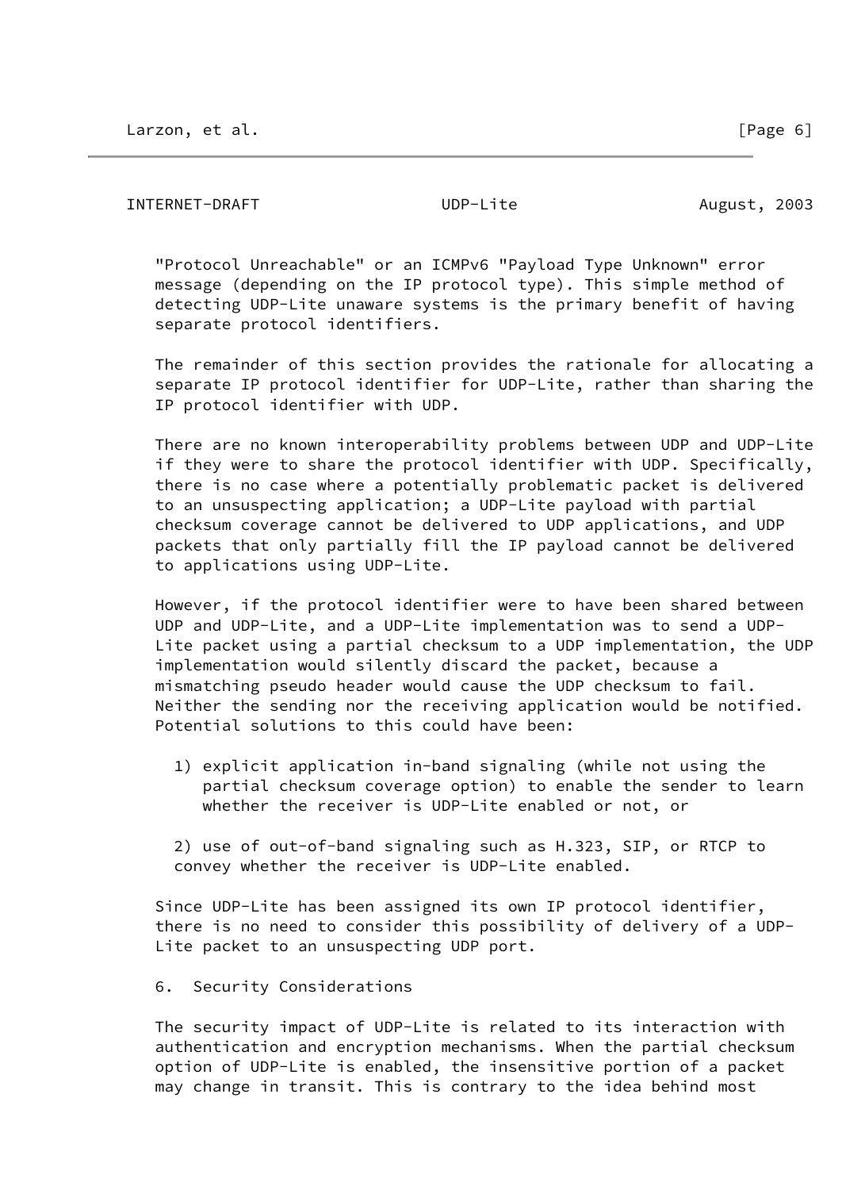"Protocol Unreachable" or an ICMPv6 "Payload Type Unknown" error message (depending on the IP protocol type). This simple method of detecting UDP-Lite unaware systems is the primary benefit of having separate protocol identifiers.

The remainder of this section provides the rationale for allocating a separate IP protocol identifier for UDP-Lite, rather than sharing the IP protocol identifier with UDP.

There are no known interoperability problems between UDP and UDP-Lite if they were to share the protocol identifier with UDP. Specifically, there is no case where a potentially problematic packet is delivered to an unsuspecting application; a UDP-Lite payload with partial checksum coverage cannot be delivered to UDP applications, and UDP packets that only partially fill the IP payload cannot be delivered to applications using UDP-Lite.

However, if the protocol identifier were to have been shared between UDP and UDP-Lite, and a UDP-Lite implementation was to send a UDP-Lite packet using a partial checksum to a UDP implementation, the UDP implementation would silently discard the packet, because a mismatching pseudo header would cause the UDP checksum to fail. Neither the sending nor the receiving application would be notified. Potential solutions to this could have been:

1) explicit application in-band signaling (while not using the partial checksum coverage option) to enable the sender to learn whether the receiver is UDP-Lite enabled or not, or

2) use of out-of-band signaling such as H.323, SIP, or RTCP to convey whether the receiver is UDP-Lite enabled.

Since UDP-Lite has been assigned its own IP protocol identifier, there is no need to consider this possibility of delivery of a UDP-Lite packet to an unsuspecting UDP port.

## 6. Security Considerations

The security impact of UDP-Lite is related to its interaction with authentication and encryption mechanisms. When the partial checksum option of UDP-Lite is enabled, the insensitive portion of a packet may change in transit. This is contrary to the idea behind most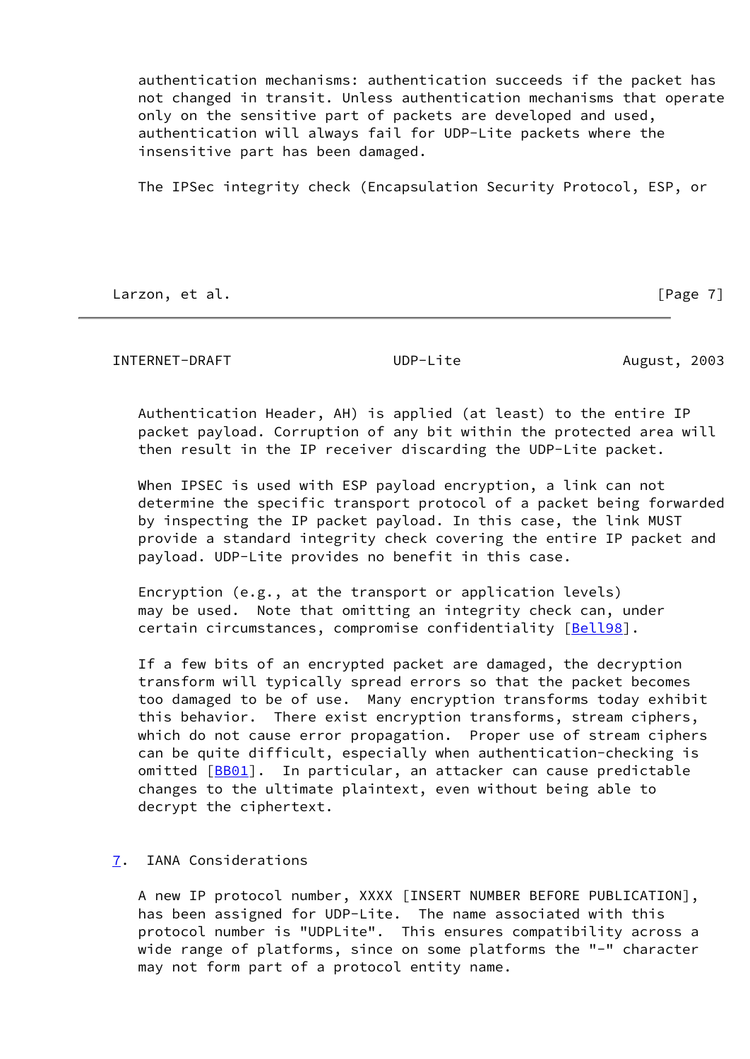authentication mechanisms: authentication succeeds if the packet has not changed in transit. Unless authentication mechanisms that operate only on the sensitive part of packets are developed and used, authentication will always fail for UDP-Lite packets where the insensitive part has been damaged.

The IPSec integrity check (Encapsulation Security Protocol, ESP, or Authentication Header, AH) is applied (at least) to the entire IP packet payload. Corruption of any bit within the protected area will then result in the IP receiver discarding the UDP-Lite packet.

When IPSEC is used with ESP payload encryption, a link can not determine the specific transport protocol of a packet being forwarded by inspecting the IP packet payload. In this case, the link MUST provide a standard integrity check covering the entire IP packet and payload. UDP-Lite provides no benefit in this case.

Encryption (e.g., at the transport or application levels) may be used. Note that omitting an integrity check can, under certain circumstances, compromise confidentiality [Bell98].

If a few bits of an encrypted packet are damaged, the decryption transform will typically spread errors so that the packet becomes too damaged to be of use. Many encryption transforms today exhibit this behavior. There exist encryption transforms, stream ciphers, which do not cause error propagation. Proper use of stream ciphers can be quite difficult, especially when authentication-checking is omitted [BB01]. In particular, an attacker can cause predictable changes to the ultimate plaintext, even without being able to decrypt the ciphertext.

## 7. IANA Considerations

A new IP protocol number, XXXX [INSERT NUMBER BEFORE PUBLICATION], has been assigned for UDP-Lite. The name associated with this protocol number is "UDPLite". This ensures compatibility across a wide range of platforms, since on some platforms the "-" character may not form part of a protocol entity name.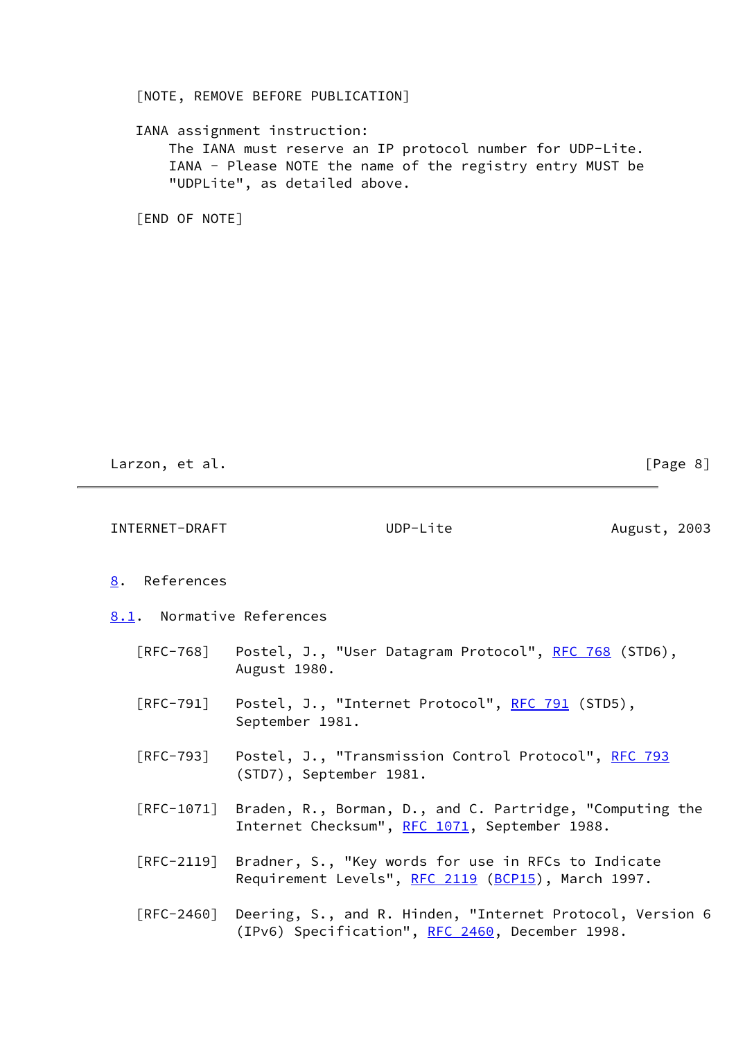[NOTE, REMOVE BEFORE PUBLICATION]

IANA assignment instruction:
The IANA must reserve an IP protocol number for UDP-Lite.
IANA - Please NOTE the name of the registry entry MUST be "UDPLite", as detailed above.

[END OF NOTE]

## 8. References

### 8.1. Normative References

[RFC-768] Postel, J., "User Datagram Protocol", RFC 768 (STD6), August 1980.

[RFC-791] Postel, J., "Internet Protocol", RFC 791 (STD5), September 1981.

[RFC-793] Postel, J., "Transmission Control Protocol", RFC 793 (STD7), September 1981.

[RFC-1071] Braden, R., Borman, D., and C. Partridge, "Computing the Internet Checksum", RFC 1071, September 1988.

[RFC-2119] Bradner, S., "Key words for use in RFCs to Indicate Requirement Levels", RFC 2119 (BCP15), March 1997.

[RFC-2460] Deering, S., and R. Hinden, "Internet Protocol, Version 6 (IPv6) Specification", RFC 2460, December 1998.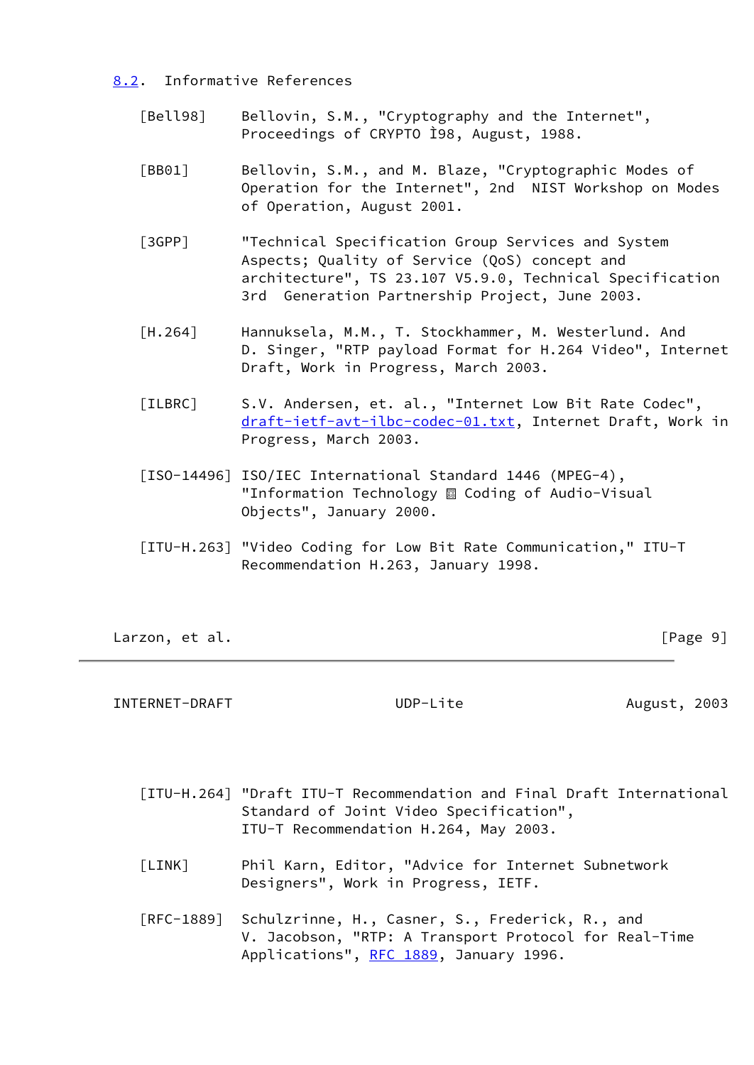## 8.2. Informative References

[Bell98] Bellovin, S.M., "Cryptography and the Internet", Proceedings of CRYPTO Ì98, August, 1988.

[BB01] Bellovin, S.M., and M. Blaze, "Cryptographic Modes of Operation for the Internet", 2nd NIST Workshop on Modes of Operation, August 2001.

[3GPP] "Technical Specification Group Services and System Aspects; Quality of Service (QoS) concept and architecture", TS 23.107 V5.9.0, Technical Specification 3rd Generation Partnership Project, June 2003.

[H.264] Hannuksela, M.M., T. Stockhammer, M. Westerlund. And D. Singer, "RTP payload Format for H.264 Video", Internet Draft, Work in Progress, March 2003.

[ILBRC] S.V. Andersen, et. al., "Internet Low Bit Rate Codec", draft-ietf-avt-ilbc-codec-01.txt, Internet Draft, Work in Progress, March 2003.

[ISO-14496] ISO/IEC International Standard 1446 (MPEG-4), "Information Technology � Coding of Audio-Visual Objects", January 2000.

[ITU-H.263] "Video Coding for Low Bit Rate Communication," ITU-T Recommendation H.263, January 1998.

[ITU-H.264] "Draft ITU-T Recommendation and Final Draft International Standard of Joint Video Specification", ITU-T Recommendation H.264, May 2003.

[LINK] Phil Karn, Editor, "Advice for Internet Subnetwork Designers", Work in Progress, IETF.

[RFC-1889] Schulzrinne, H., Casner, S., Frederick, R., and V. Jacobson, "RTP: A Transport Protocol for Real-Time Applications", RFC 1889, January 1996.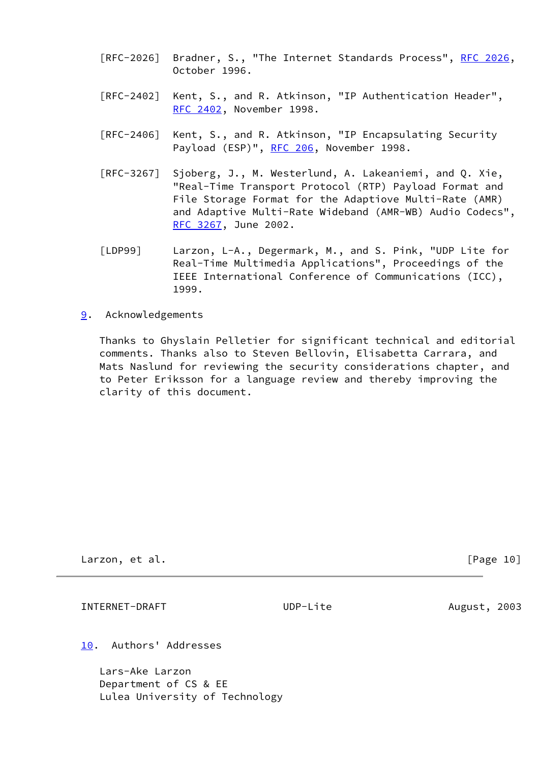[RFC-2026] Bradner, S., "The Internet Standards Process", RFC 2026, October 1996.

[RFC-2402] Kent, S., and R. Atkinson, "IP Authentication Header", RFC 2402, November 1998.

[RFC-2406] Kent, S., and R. Atkinson, "IP Encapsulating Security Payload (ESP)", RFC 206, November 1998.

[RFC-3267] Sjoberg, J., M. Westerlund, A. Lakeaniemi, and Q. Xie, "Real-Time Transport Protocol (RTP) Payload Format and File Storage Format for the Adaptiove Multi-Rate (AMR) and Adaptive Multi-Rate Wideband (AMR-WB) Audio Codecs", RFC 3267, June 2002.

[LDP99] Larzon, L-A., Degermark, M., and S. Pink, "UDP Lite for Real-Time Multimedia Applications", Proceedings of the IEEE International Conference of Communications (ICC), 1999.

## 9. Acknowledgements

Thanks to Ghyslain Pelletier for significant technical and editorial comments. Thanks also to Steven Bellovin, Elisabetta Carrara, and Mats Naslund for reviewing the security considerations chapter, and to Peter Eriksson for a language review and thereby improving the clarity of this document.

## 10. Authors' Addresses

Lars-Ake Larzon
Department of CS & EE
Lulea University of Technology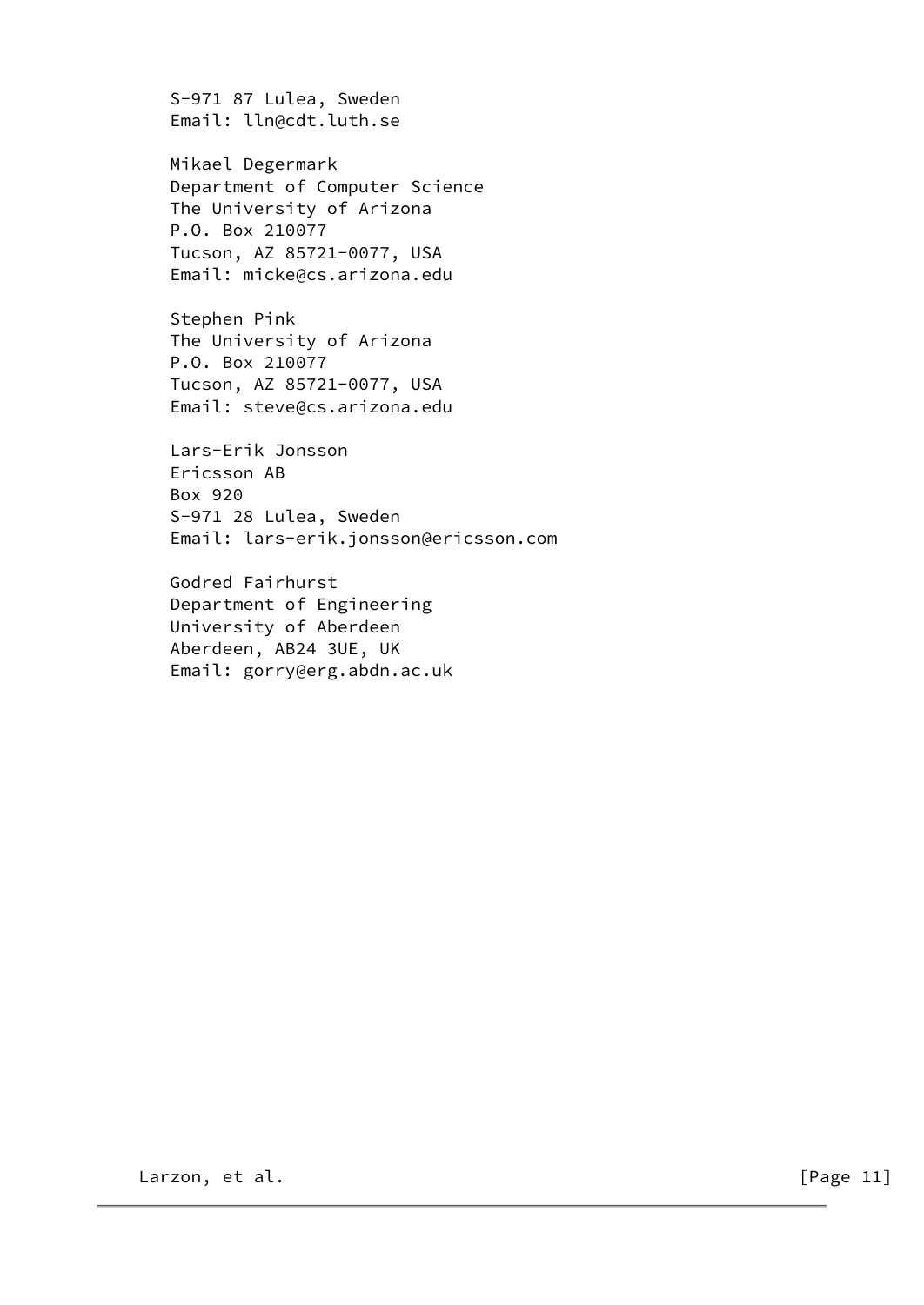S-971 87 Lulea, Sweden
Email: lln@cdt.luth.se

Mikael Degermark
Department of Computer Science
The University of Arizona
P.O. Box 210077
Tucson, AZ 85721-0077, USA
Email: micke@cs.arizona.edu

Stephen Pink
The University of Arizona
P.O. Box 210077
Tucson, AZ 85721-0077, USA
Email: steve@cs.arizona.edu

Lars-Erik Jonsson
Ericsson AB
Box 920
S-971 28 Lulea, Sweden
Email: lars-erik.jonsson@ericsson.com

Godred Fairhurst
Department of Engineering
University of Aberdeen
Aberdeen, AB24 3UE, UK
Email: gorry@erg.abdn.ac.uk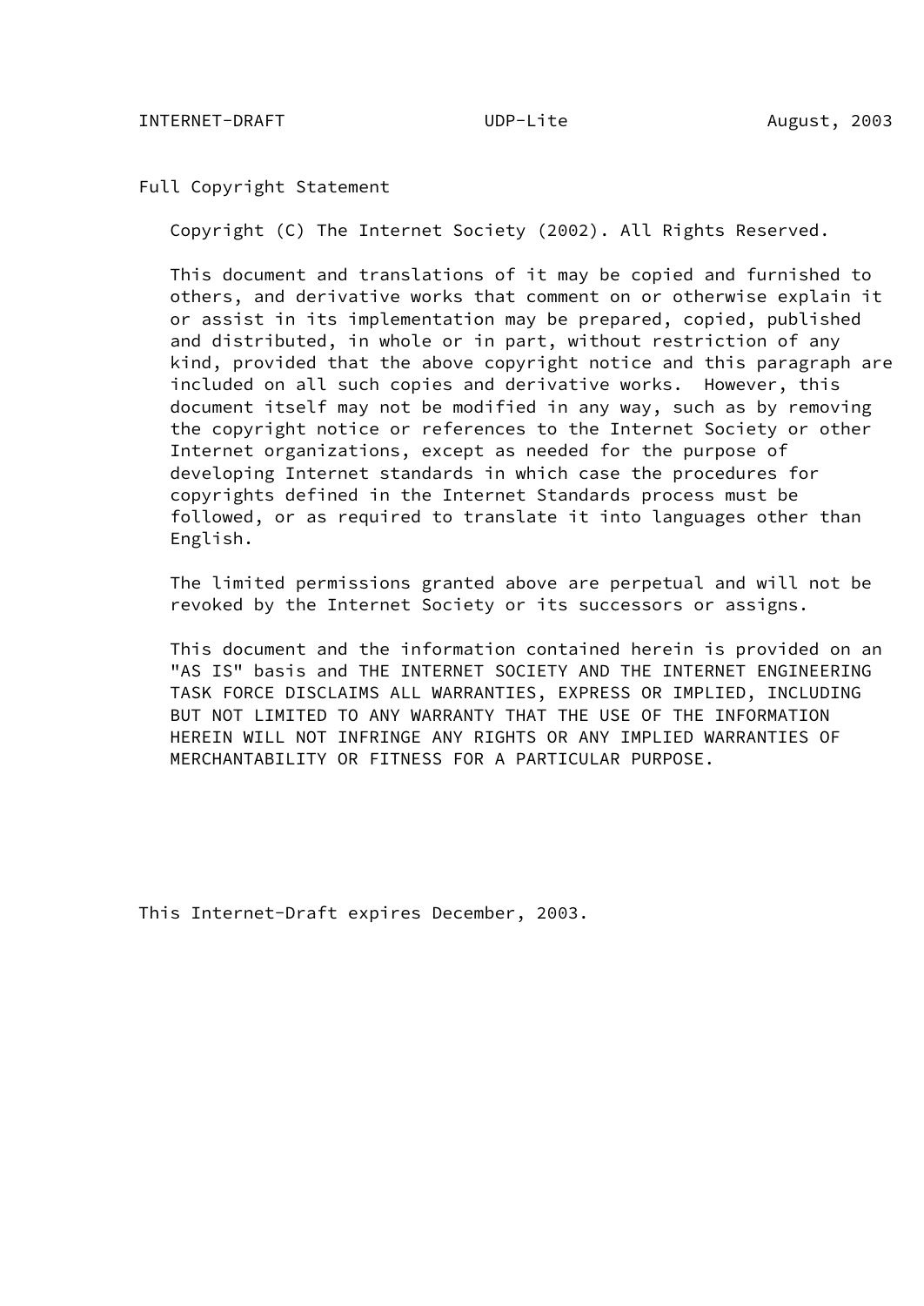## Full Copyright Statement

Copyright (C) The Internet Society (2002). All Rights Reserved.

This document and translations of it may be copied and furnished to others, and derivative works that comment on or otherwise explain it or assist in its implementation may be prepared, copied, published and distributed, in whole or in part, without restriction of any kind, provided that the above copyright notice and this paragraph are included on all such copies and derivative works. However, this document itself may not be modified in any way, such as by removing the copyright notice or references to the Internet Society or other Internet organizations, except as needed for the purpose of developing Internet standards in which case the procedures for copyrights defined in the Internet Standards process must be followed, or as required to translate it into languages other than English.

The limited permissions granted above are perpetual and will not be revoked by the Internet Society or its successors or assigns.

This document and the information contained herein is provided on an "AS IS" basis and THE INTERNET SOCIETY AND THE INTERNET ENGINEERING TASK FORCE DISCLAIMS ALL WARRANTIES, EXPRESS OR IMPLIED, INCLUDING BUT NOT LIMITED TO ANY WARRANTY THAT THE USE OF THE INFORMATION HEREIN WILL NOT INFRINGE ANY RIGHTS OR ANY IMPLIED WARRANTIES OF MERCHANTABILITY OR FITNESS FOR A PARTICULAR PURPOSE.

This Internet-Draft expires December, 2003.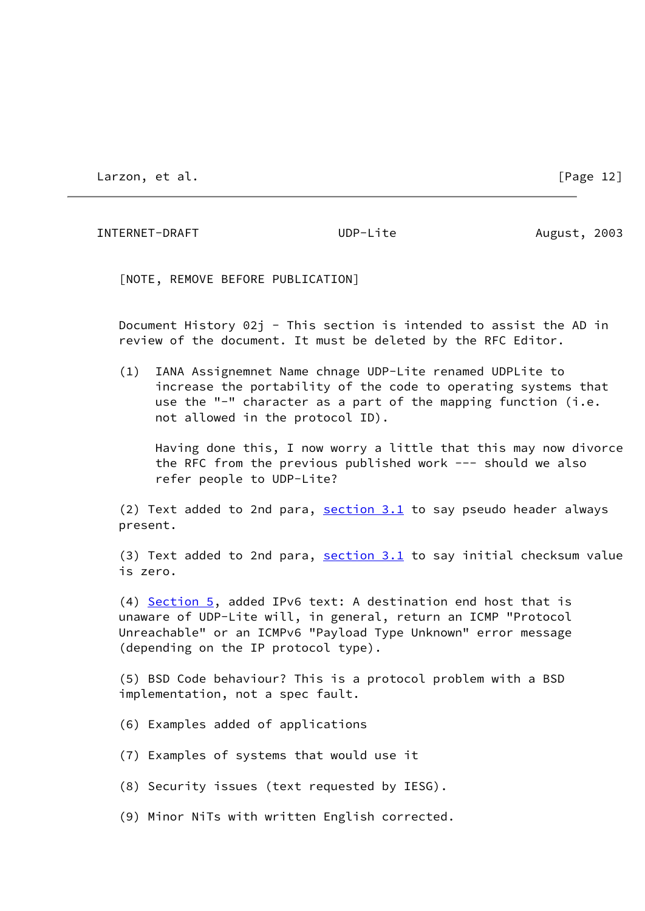[NOTE, REMOVE BEFORE PUBLICATION]

Document History 02j - This section is intended to assist the AD in review of the document. It must be deleted by the RFC Editor.

(1) IANA Assignemnet Name chnage UDP-Lite renamed UDPLite to increase the portability of the code to operating systems that use the "-" character as a part of the mapping function (i.e. not allowed in the protocol ID).

Having done this, I now worry a little that this may now divorce the RFC from the previous published work --- should we also refer people to UDP-Lite?

(2) Text added to 2nd para, section 3.1 to say pseudo header always present.

(3) Text added to 2nd para, section 3.1 to say initial checksum value is zero.

(4) Section 5, added IPv6 text: A destination end host that is unaware of UDP-Lite will, in general, return an ICMP "Protocol Unreachable" or an ICMPv6 "Payload Type Unknown" error message (depending on the IP protocol type).

(5) BSD Code behaviour? This is a protocol problem with a BSD implementation, not a spec fault.

(6) Examples added of applications

(7) Examples of systems that would use it

(8) Security issues (text requested by IESG).

(9) Minor NiTs with written English corrected.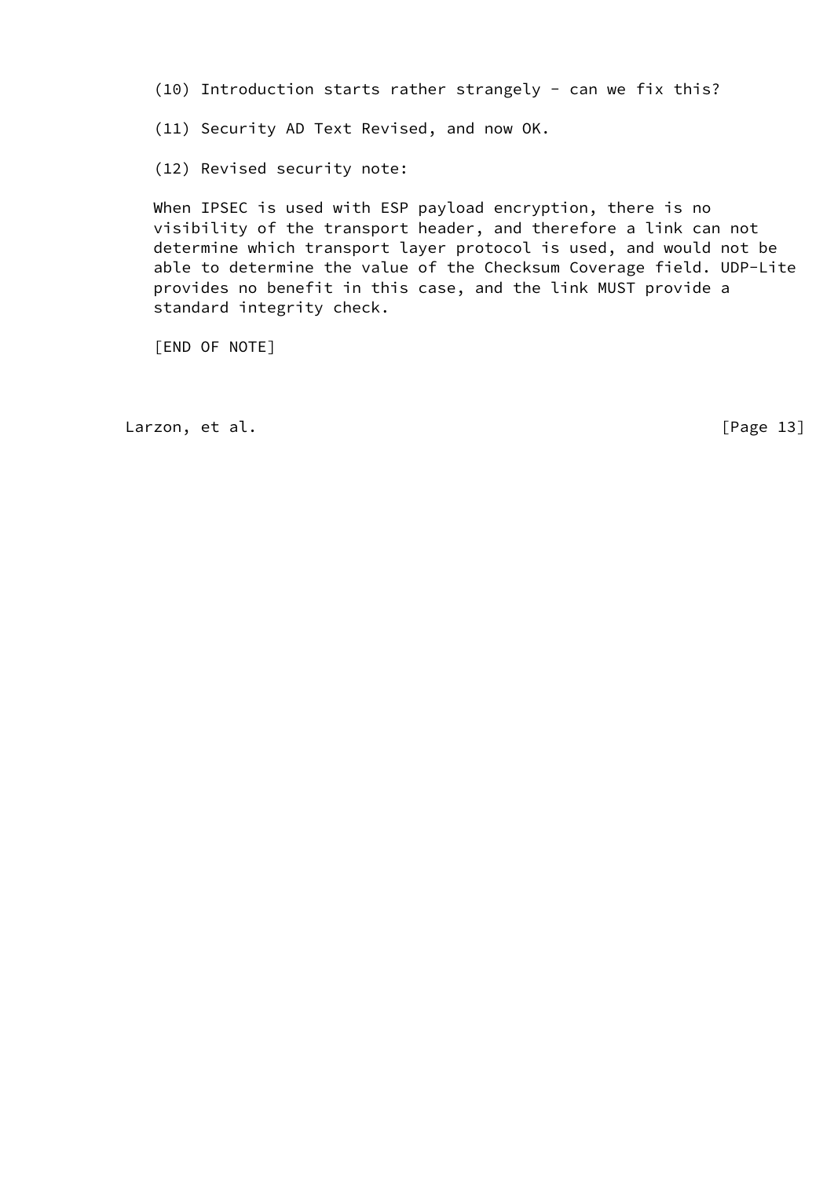(10) Introduction starts rather strangely - can we fix this?

(11) Security AD Text Revised, and now OK.

(12) Revised security note:

When IPSEC is used with ESP payload encryption, there is no visibility of the transport header, and therefore a link can not determine which transport layer protocol is used, and would not be able to determine the value of the Checksum Coverage field. UDP-Lite provides no benefit in this case, and the link MUST provide a standard integrity check.

[END OF NOTE]